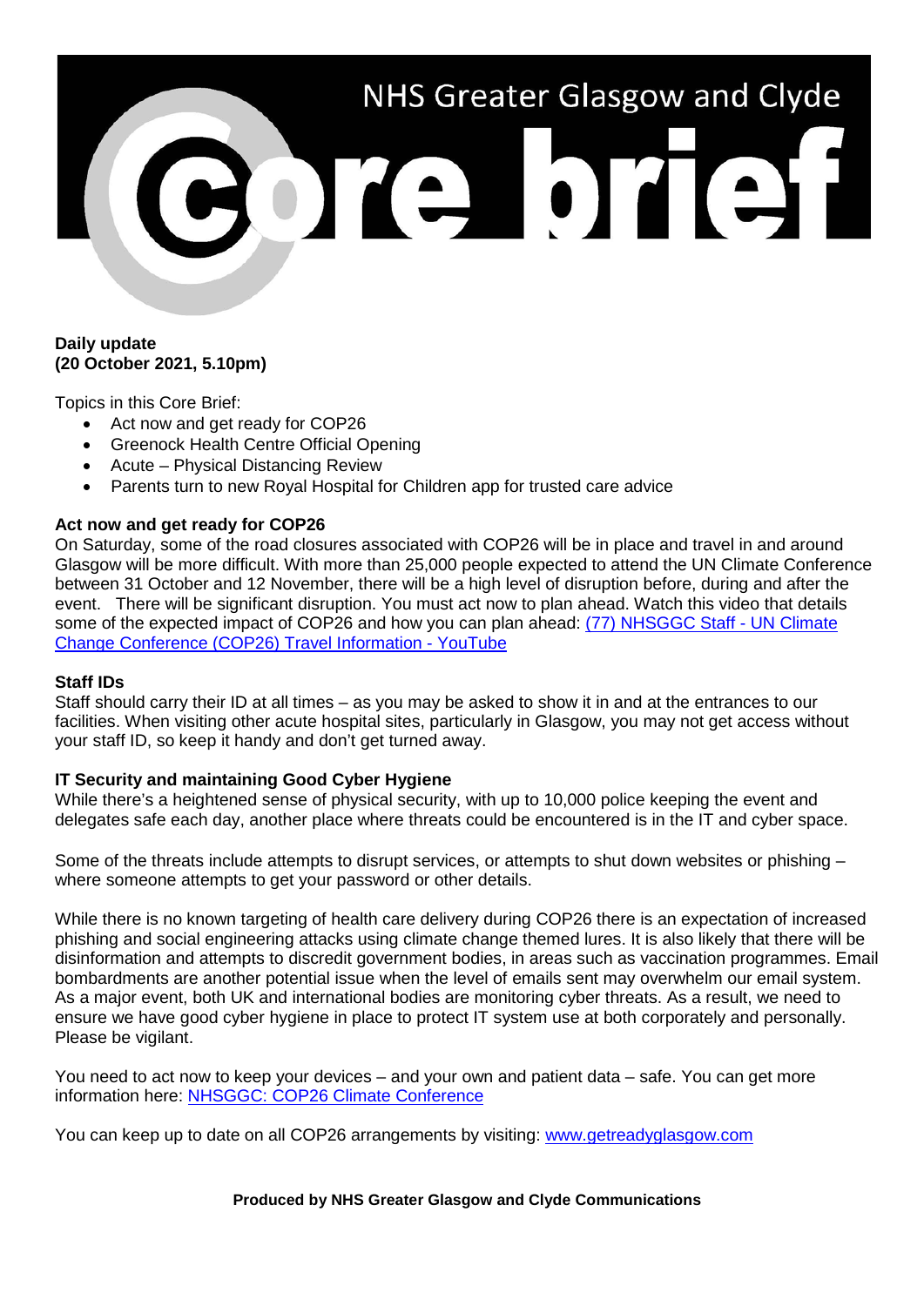# NHS Greater Glasgow and Clyde Core brief

**Daily update**
**(20 October 2021, 5.10pm)**

Topics in this Core Brief:

- Act now and get ready for COP26
- Greenock Health Centre Official Opening
- Acute – Physical Distancing Review
- Parents turn to new Royal Hospital for Children app for trusted care advice

## Act now and get ready for COP26

On Saturday, some of the road closures associated with COP26 will be in place and travel in and around Glasgow will be more difficult. With more than 25,000 people expected to attend the UN Climate Conference between 31 October and 12 November, there will be a high level of disruption before, during and after the event. There will be significant disruption. You must act now to plan ahead. Watch this video that details some of the expected impact of COP26 and how you can plan ahead: [(77) NHSGGC Staff - UN Climate Change Conference (COP26) Travel Information - YouTube]

## Staff IDs

Staff should carry their ID at all times – as you may be asked to show it in and at the entrances to our facilities. When visiting other acute hospital sites, particularly in Glasgow, you may not get access without your staff ID, so keep it handy and don't get turned away.

## IT Security and maintaining Good Cyber Hygiene

While there's a heightened sense of physical security, with up to 10,000 police keeping the event and delegates safe each day, another place where threats could be encountered is in the IT and cyber space.

Some of the threats include attempts to disrupt services, or attempts to shut down websites or phishing – where someone attempts to get your password or other details.

While there is no known targeting of health care delivery during COP26 there is an expectation of increased phishing and social engineering attacks using climate change themed lures. It is also likely that there will be disinformation and attempts to discredit government bodies, in areas such as vaccination programmes. Email bombardments are another potential issue when the level of emails sent may overwhelm our email system. As a major event, both UK and international bodies are monitoring cyber threats. As a result, we need to ensure we have good cyber hygiene in place to protect IT system use at both corporately and personally. Please be vigilant.

You need to act now to keep your devices – and your own and patient data – safe. You can get more information here: [NHSGGC: COP26 Climate Conference]

You can keep up to date on all COP26 arrangements by visiting: [www.getreadyglasgow.com]

**Produced by NHS Greater Glasgow and Clyde Communications**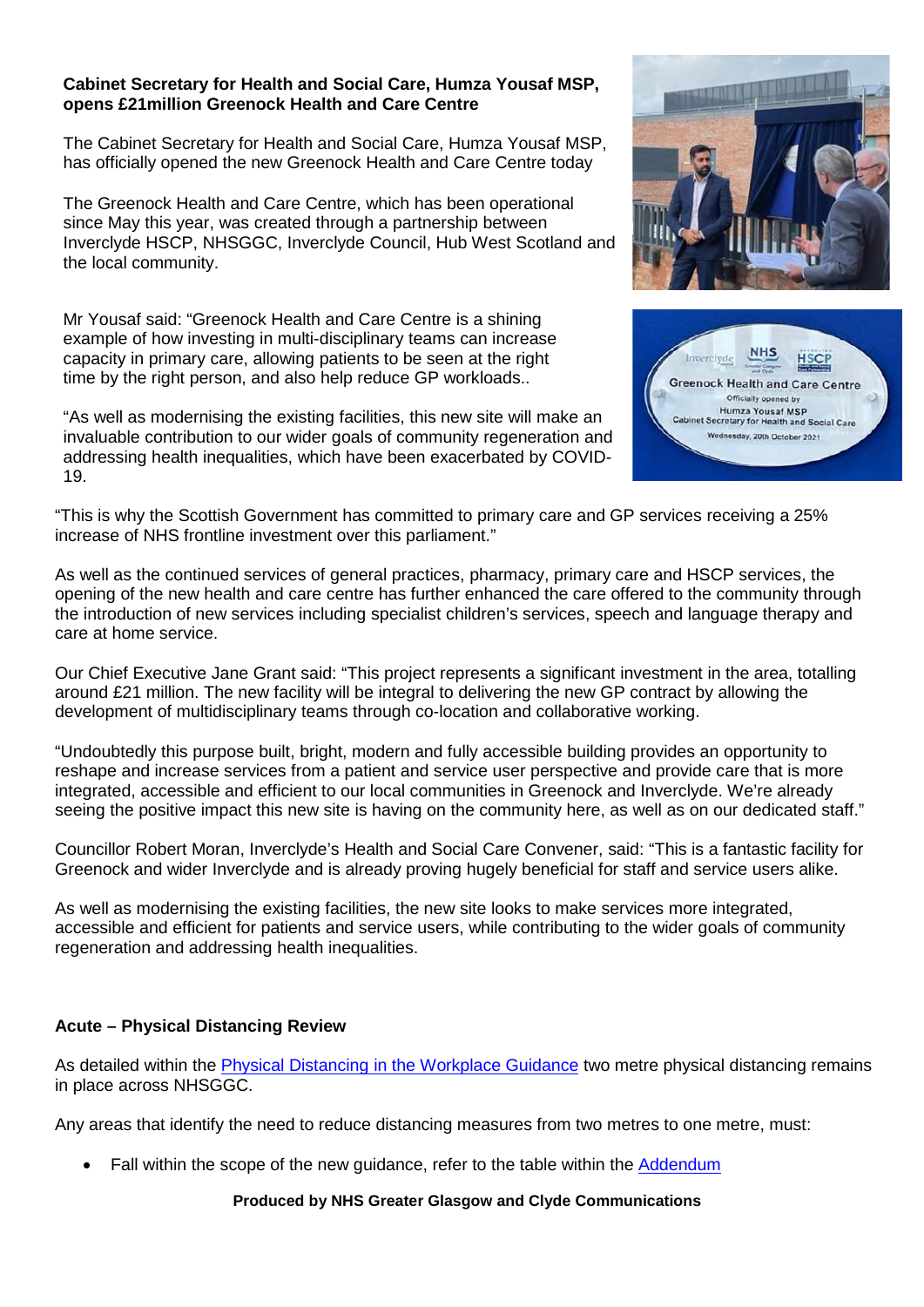**Cabinet Secretary for Health and Social Care, Humza Yousaf MSP, opens £21million Greenock Health and Care Centre**

The Cabinet Secretary for Health and Social Care, Humza Yousaf MSP, has officially opened the new Greenock Health and Care Centre today

The Greenock Health and Care Centre, which has been operational since May this year, was created through a partnership between Inverclyde HSCP, NHSGGC, Inverclyde Council, Hub West Scotland and the local community.

Mr Yousaf said: "Greenock Health and Care Centre is a shining example of how investing in multi-disciplinary teams can increase capacity in primary care, allowing patients to be seen at the right time by the right person, and also help reduce GP workloads..

"As well as modernising the existing facilities, this new site will make an invaluable contribution to our wider goals of community regeneration and addressing health inequalities, which have been exacerbated by COVID-19.

"This is why the Scottish Government has committed to primary care and GP services receiving a 25% increase of NHS frontline investment over this parliament."

As well as the continued services of general practices, pharmacy, primary care and HSCP services, the opening of the new health and care centre has further enhanced the care offered to the community through the introduction of new services including specialist children's services, speech and language therapy and care at home service.

Our Chief Executive Jane Grant said: "This project represents a significant investment in the area, totalling around £21 million. The new facility will be integral to delivering the new GP contract by allowing the development of multidisciplinary teams through co-location and collaborative working.

"Undoubtedly this purpose built, bright, modern and fully accessible building provides an opportunity to reshape and increase services from a patient and service user perspective and provide care that is more integrated, accessible and efficient to our local communities in Greenock and Inverclyde. We're already seeing the positive impact this new site is having on the community here, as well as on our dedicated staff."

Councillor Robert Moran, Inverclyde's Health and Social Care Convener, said: "This is a fantastic facility for Greenock and wider Inverclyde and is already proving hugely beneficial for staff and service users alike.

As well as modernising the existing facilities, the new site looks to make services more integrated, accessible and efficient for patients and service users, while contributing to the wider goals of community regeneration and addressing health inequalities.

**Acute – Physical Distancing Review**

As detailed within the Physical Distancing in the Workplace Guidance two metre physical distancing remains in place across NHSGGC.

Any areas that identify the need to reduce distancing measures from two metres to one metre, must:

- Fall within the scope of the new guidance, refer to the table within the Addendum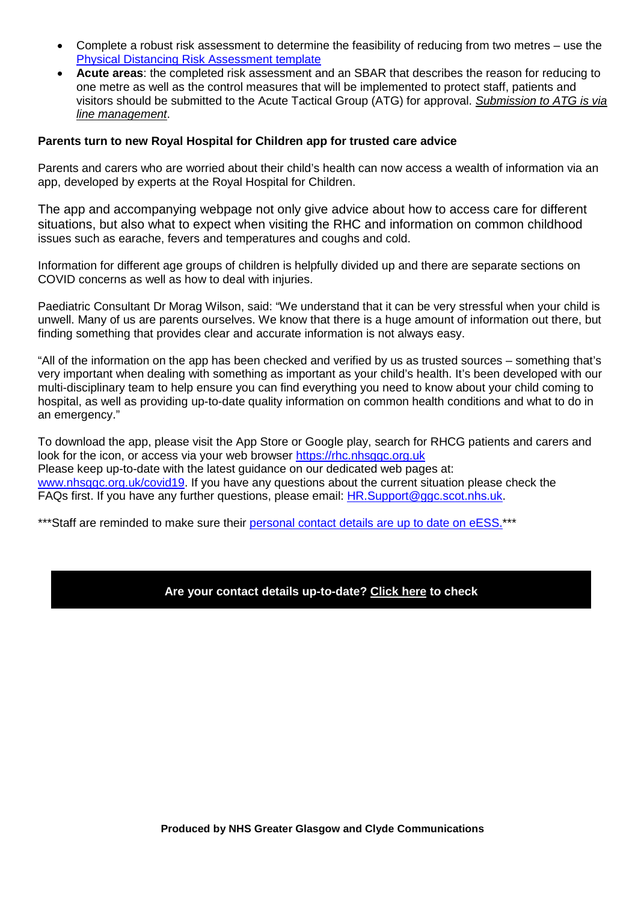- Complete a robust risk assessment to determine the feasibility of reducing from two metres – use the [Physical Distancing Risk Assessment template]
- **Acute areas**: the completed risk assessment and an SBAR that describes the reason for reducing to one metre as well as the control measures that will be implemented to protect staff, patients and visitors should be submitted to the Acute Tactical Group (ATG) for approval. *Submission to ATG is via line management*.

**Parents turn to new Royal Hospital for Children app for trusted care advice**

Parents and carers who are worried about their child's health can now access a wealth of information via an app, developed by experts at the Royal Hospital for Children.

The app and accompanying webpage not only give advice about how to access care for different situations, but also what to expect when visiting the RHC and information on common childhood issues such as earache, fevers and temperatures and coughs and cold.

Information for different age groups of children is helpfully divided up and there are separate sections on COVID concerns as well as how to deal with injuries.

Paediatric Consultant Dr Morag Wilson, said: "We understand that it can be very stressful when your child is unwell. Many of us are parents ourselves. We know that there is a huge amount of information out there, but finding something that provides clear and accurate information is not always easy.

"All of the information on the app has been checked and verified by us as trusted sources – something that's very important when dealing with something as important as your child's health. It's been developed with our multi-disciplinary team to help ensure you can find everything you need to know about your child coming to hospital, as well as providing up-to-date quality information on common health conditions and what to do in an emergency."

To download the app, please visit the App Store or Google play, search for RHCG patients and carers and look for the icon, or access via your web browser https://rhc.nhsggc.org.uk
Please keep up-to-date with the latest guidance on our dedicated web pages at: www.nhsggc.org.uk/covid19. If you have any questions about the current situation please check the FAQs first. If you have any further questions, please email: HR.Support@ggc.scot.nhs.uk.

***Staff are reminded to make sure their personal contact details are up to date on eESS.***

**Are your contact details up-to-date? Click here to check**

**Produced by NHS Greater Glasgow and Clyde Communications**